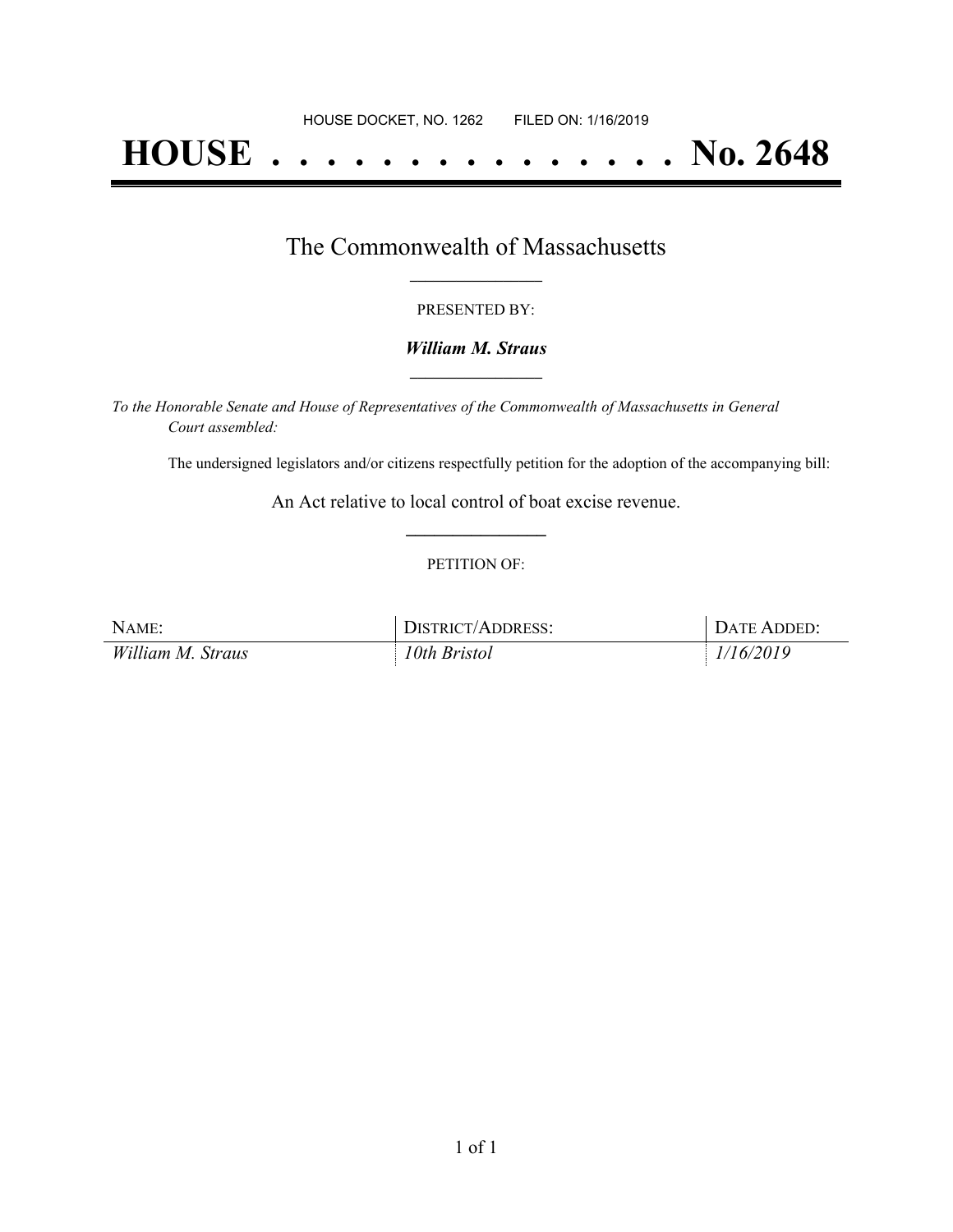HOUSE DOCKET, NO. 1262 FILED ON: 1/16/2019

# HOUSE . . . . . . . . . . . . . . . No. 2648

## The Commonwealth of Massachusetts

PRESENTED BY:

***William M. Straus***

*To the Honorable Senate and House of Representatives of the Commonwealth of Massachusetts in General Court assembled:*

The undersigned legislators and/or citizens respectfully petition for the adoption of the accompanying bill:

An Act relative to local control of boat excise revenue.

PETITION OF:

| NAME: | DISTRICT/ADDRESS: | DATE ADDED: |
| --- | --- | --- |
| *William M. Straus* | *10th Bristol* | *1/16/2019* |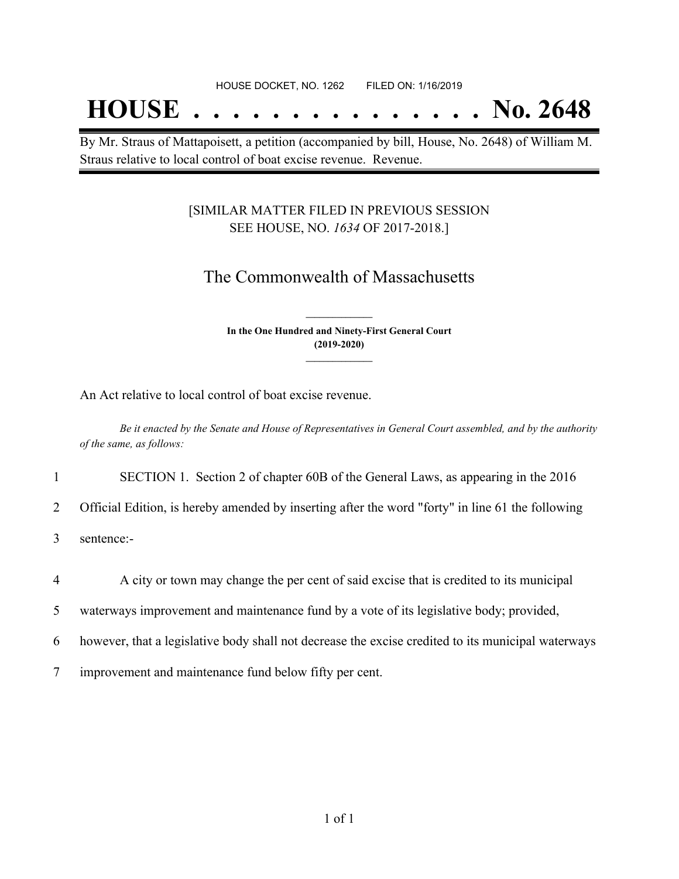HOUSE DOCKET, NO. 1262        FILED ON: 1/16/2019

# HOUSE . . . . . . . . . . . . . . . No. 2648

By Mr. Straus of Mattapoisett, a petition (accompanied by bill, House, No. 2648) of William M. Straus relative to local control of boat excise revenue. Revenue.

[SIMILAR MATTER FILED IN PREVIOUS SESSION
SEE HOUSE, NO. *1634* OF 2017-2018.]

## The Commonwealth of Massachusetts

**In the One Hundred and Ninety-First General Court**
**(2019-2020)**

An Act relative to local control of boat excise revenue.

*Be it enacted by the Senate and House of Representatives in General Court assembled, and by the authority of the same, as follows:*

1 SECTION 1. Section 2 of chapter 60B of the General Laws, as appearing in the 2016
2 Official Edition, is hereby amended by inserting after the word "forty" in line 61 the following
3 sentence:-

4 A city or town may change the per cent of said excise that is credited to its municipal
5 waterways improvement and maintenance fund by a vote of its legislative body; provided,
6 however, that a legislative body shall not decrease the excise credited to its municipal waterways
7 improvement and maintenance fund below fifty per cent.